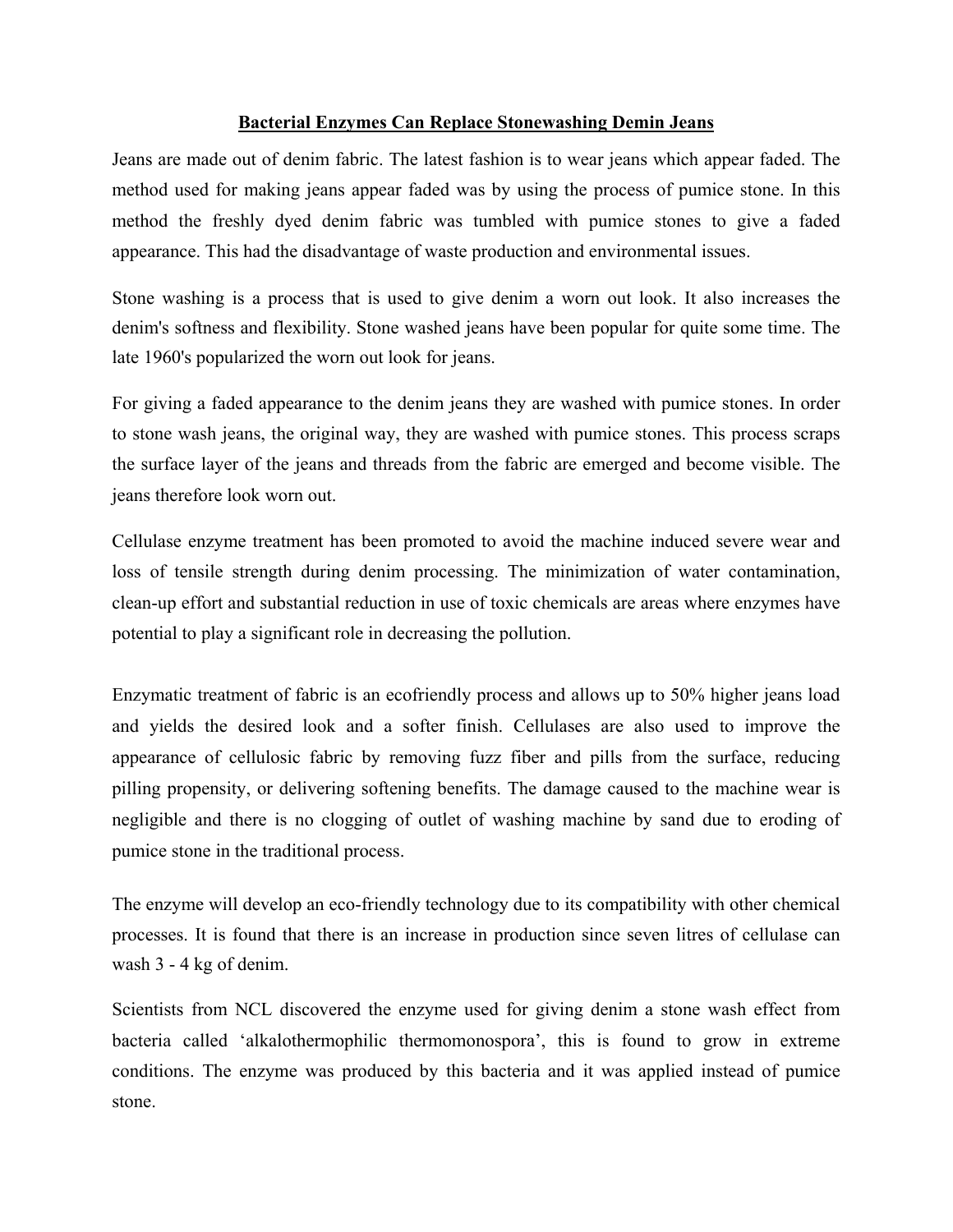# Bacterial Enzymes Can Replace Stonewashing Demin Jeans

Jeans are made out of denim fabric. The latest fashion is to wear jeans which appear faded. The method used for making jeans appear faded was by using the process of pumice stone. In this method the freshly dyed denim fabric was tumbled with pumice stones to give a faded appearance. This had the disadvantage of waste production and environmental issues.

Stone washing is a process that is used to give denim a worn out look. It also increases the denim's softness and flexibility. Stone washed jeans have been popular for quite some time. The late 1960's popularized the worn out look for jeans.

For giving a faded appearance to the denim jeans they are washed with pumice stones. In order to stone wash jeans, the original way, they are washed with pumice stones. This process scraps the surface layer of the jeans and threads from the fabric are emerged and become visible. The jeans therefore look worn out.

Cellulase enzyme treatment has been promoted to avoid the machine induced severe wear and loss of tensile strength during denim processing. The minimization of water contamination, clean-up effort and substantial reduction in use of toxic chemicals are areas where enzymes have potential to play a significant role in decreasing the pollution.

Enzymatic treatment of fabric is an ecofriendly process and allows up to 50% higher jeans load and yields the desired look and a softer finish. Cellulases are also used to improve the appearance of cellulosic fabric by removing fuzz fiber and pills from the surface, reducing pilling propensity, or delivering softening benefits. The damage caused to the machine wear is negligible and there is no clogging of outlet of washing machine by sand due to eroding of pumice stone in the traditional process.

The enzyme will develop an eco-friendly technology due to its compatibility with other chemical processes. It is found that there is an increase in production since seven litres of cellulase can wash 3 - 4 kg of denim.

Scientists from NCL discovered the enzyme used for giving denim a stone wash effect from bacteria called 'alkalothermophilic thermomonospora', this is found to grow in extreme conditions. The enzyme was produced by this bacteria and it was applied instead of pumice stone.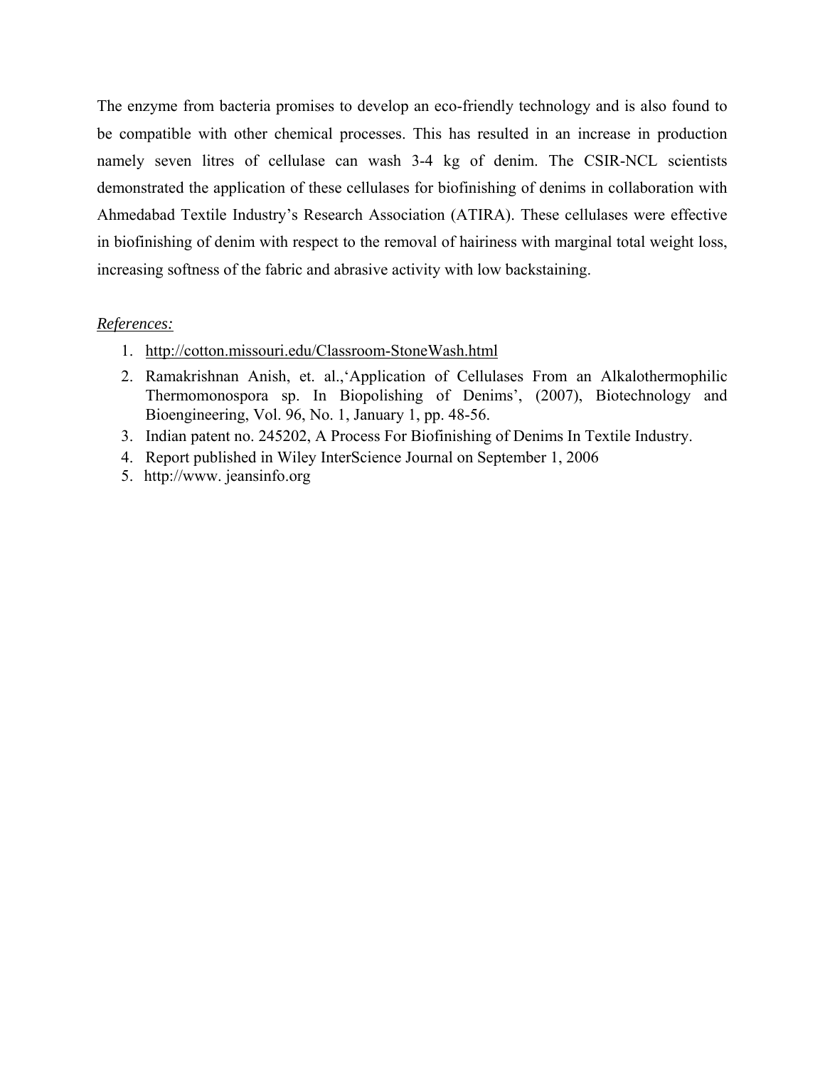The enzyme from bacteria promises to develop an eco-friendly technology and is also found to be compatible with other chemical processes. This has resulted in an increase in production namely seven litres of cellulase can wash 3-4 kg of denim. The CSIR-NCL scientists demonstrated the application of these cellulases for biofinishing of denims in collaboration with Ahmedabad Textile Industry's Research Association (ATIRA). These cellulases were effective in biofinishing of denim with respect to the removal of hairiness with marginal total weight loss, increasing softness of the fabric and abrasive activity with low backstaining.

*References:*

1. http://cotton.missouri.edu/Classroom-StoneWash.html
2. Ramakrishnan Anish, et. al.,'Application of Cellulases From an Alkalothermophilic Thermomonospora sp. In Biopolishing of Denims', (2007), Biotechnology and Bioengineering, Vol. 96, No. 1, January 1, pp. 48-56.
3. Indian patent no. 245202, A Process For Biofinishing of Denims In Textile Industry.
4. Report published in Wiley InterScience Journal on September 1, 2006
5. http://www. jeansinfo.org